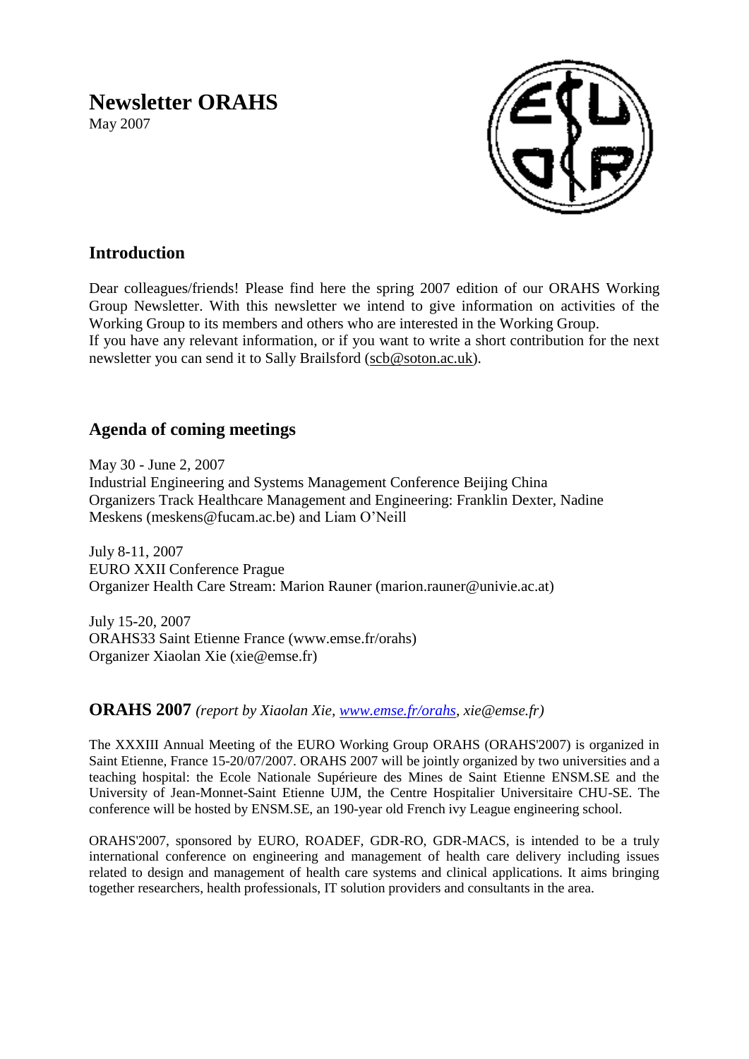# Newsletter ORAHS

May 2007

## Introduction

Dear colleagues/friends! Please find here the spring 2007 edition of our ORAHS Working Group Newsletter. With this newsletter we intend to give information on activities of the Working Group to its members and others who are interested in the Working Group.
If you have any relevant information, or if you want to write a short contribution for the next newsletter you can send it to Sally Brailsford (scb@soton.ac.uk).

## Agenda of coming meetings

May 30 - June 2, 2007
Industrial Engineering and Systems Management Conference Beijing China
Organizers Track Healthcare Management and Engineering: Franklin Dexter, Nadine Meskens (meskens@fucam.ac.be) and Liam O'Neill

July 8-11, 2007
EURO XXII Conference Prague
Organizer Health Care Stream: Marion Rauner (marion.rauner@univie.ac.at)

July 15-20, 2007
ORAHS33 Saint Etienne France (www.emse.fr/orahs)
Organizer Xiaolan Xie (xie@emse.fr)

## ORAHS 2007 *(report by Xiaolan Xie, www.emse.fr/orahs, xie@emse.fr)*

The XXXIII Annual Meeting of the EURO Working Group ORAHS (ORAHS'2007) is organized in Saint Etienne, France 15-20/07/2007. ORAHS 2007 will be jointly organized by two universities and a teaching hospital: the Ecole Nationale Supérieure des Mines de Saint Etienne ENSM.SE and the University of Jean-Monnet-Saint Etienne UJM, the Centre Hospitalier Universitaire CHU-SE. The conference will be hosted by ENSM.SE, an 190-year old French ivy League engineering school.

ORAHS'2007, sponsored by EURO, ROADEF, GDR-RO, GDR-MACS, is intended to be a truly international conference on engineering and management of health care delivery including issues related to design and management of health care systems and clinical applications. It aims bringing together researchers, health professionals, IT solution providers and consultants in the area.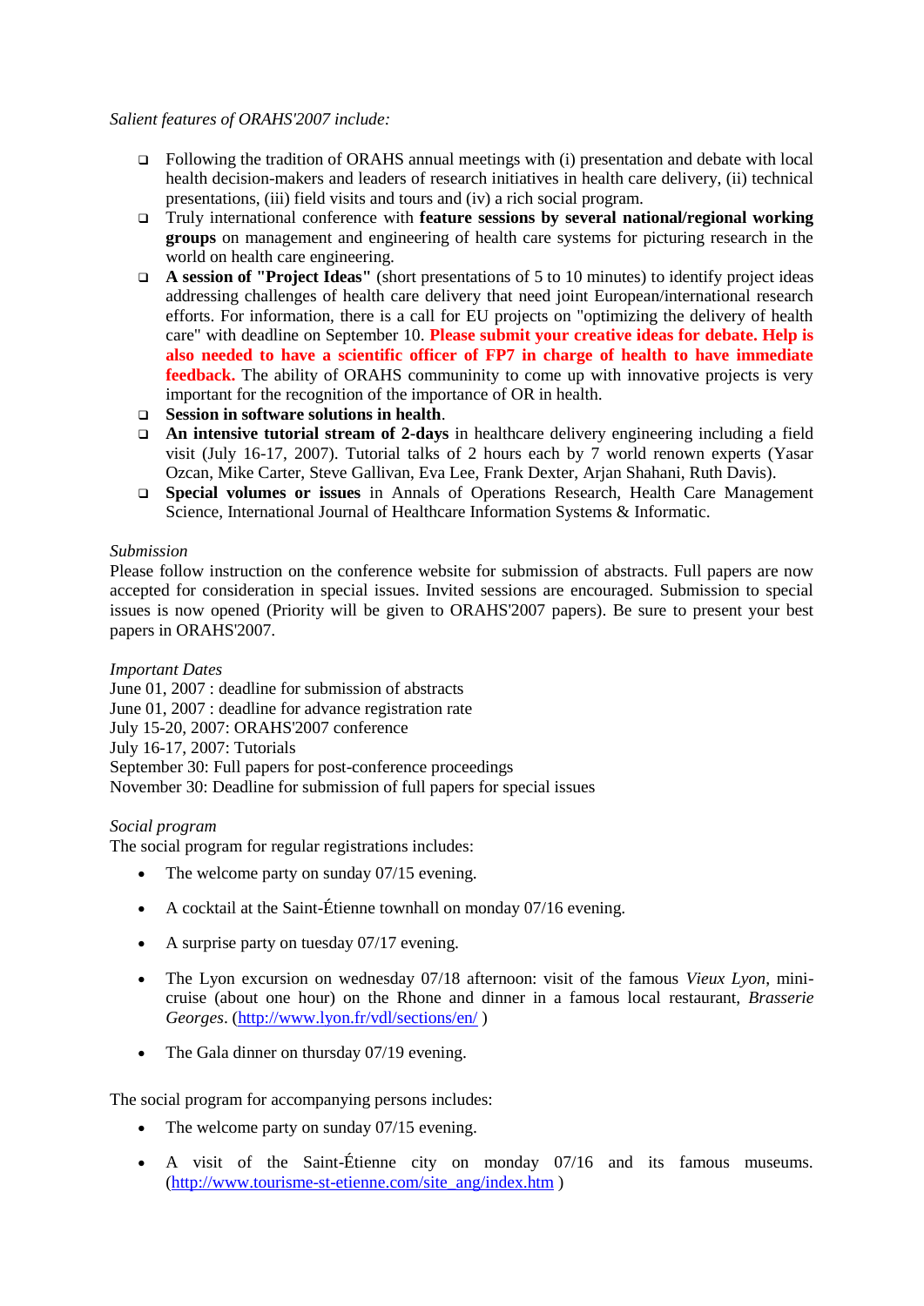*Salient features of ORAHS'2007 include:*

- Following the tradition of ORAHS annual meetings with (i) presentation and debate with local health decision-makers and leaders of research initiatives in health care delivery, (ii) technical presentations, (iii) field visits and tours and (iv) a rich social program.
- Truly international conference with **feature sessions by several national/regional working groups** on management and engineering of health care systems for picturing research in the world on health care engineering.
- **A session of "Project Ideas"** (short presentations of 5 to 10 minutes) to identify project ideas addressing challenges of health care delivery that need joint European/international research efforts. For information, there is a call for EU projects on "optimizing the delivery of health care" with deadline on September 10. **Please submit your creative ideas for debate. Help is also needed to have a scientific officer of FP7 in charge of health to have immediate feedback.** The ability of ORAHS communinity to come up with innovative projects is very important for the recognition of the importance of OR in health.
- **Session in software solutions in health**.
- **An intensive tutorial stream of 2-days** in healthcare delivery engineering including a field visit (July 16-17, 2007). Tutorial talks of 2 hours each by 7 world renown experts (Yasar Ozcan, Mike Carter, Steve Gallivan, Eva Lee, Frank Dexter, Arjan Shahani, Ruth Davis).
- **Special volumes or issues** in Annals of Operations Research, Health Care Management Science, International Journal of Healthcare Information Systems & Informatic.

*Submission*

Please follow instruction on the conference website for submission of abstracts. Full papers are now accepted for consideration in special issues. Invited sessions are encouraged. Submission to special issues is now opened (Priority will be given to ORAHS'2007 papers). Be sure to present your best papers in ORAHS'2007.

*Important Dates*

June 01, 2007 : deadline for submission of abstracts
June 01, 2007 : deadline for advance registration rate
July 15-20, 2007: ORAHS'2007 conference
July 16-17, 2007: Tutorials
September 30: Full papers for post-conference proceedings
November 30: Deadline for submission of full papers for special issues

*Social program*

The social program for regular registrations includes:

- The welcome party on sunday 07/15 evening.
- A cocktail at the Saint-Étienne townhall on monday 07/16 evening.
- A surprise party on tuesday 07/17 evening.
- The Lyon excursion on wednesday 07/18 afternoon: visit of the famous *Vieux Lyon*, mini-cruise (about one hour) on the Rhone and dinner in a famous local restaurant, *Brasserie Georges*. (http://www.lyon.fr/vdl/sections/en/ )
- The Gala dinner on thursday 07/19 evening.

The social program for accompanying persons includes:

- The welcome party on sunday 07/15 evening.
- A visit of the Saint-Étienne city on monday 07/16 and its famous museums. (http://www.tourisme-st-etienne.com/site_ang/index.htm )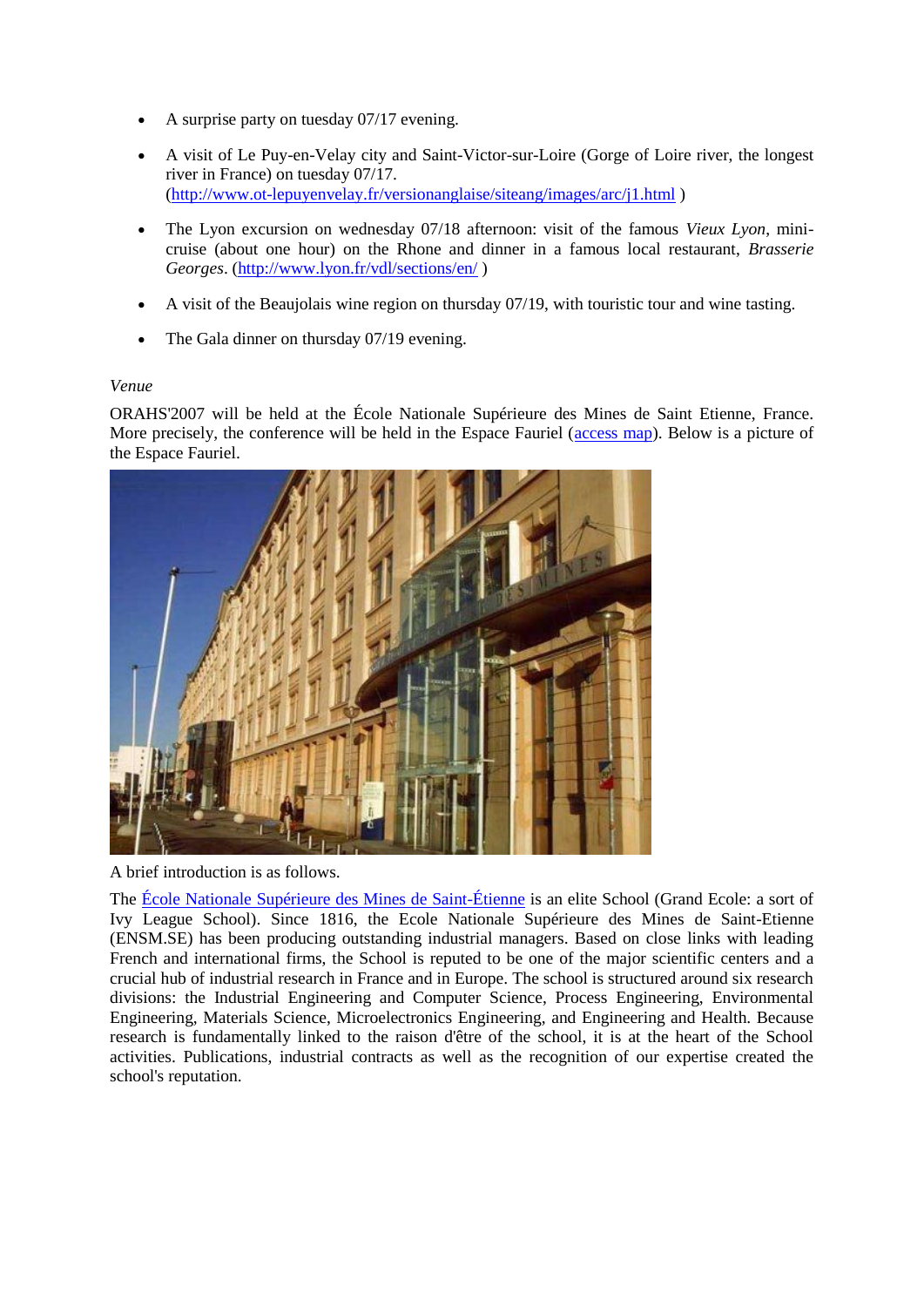- A surprise party on tuesday 07/17 evening.
- A visit of Le Puy-en-Velay city and Saint-Victor-sur-Loire (Gorge of Loire river, the longest river in France) on tuesday 07/17. (http://www.ot-lepuyenvelay.fr/versionanglaise/siteang/images/arc/j1.html )
- The Lyon excursion on wednesday 07/18 afternoon: visit of the famous *Vieux Lyon*, mini-cruise (about one hour) on the Rhone and dinner in a famous local restaurant, *Brasserie Georges*. (http://www.lyon.fr/vdl/sections/en/ )
- A visit of the Beaujolais wine region on thursday 07/19, with touristic tour and wine tasting.
- The Gala dinner on thursday 07/19 evening.

*Venue*

ORAHS'2007 will be held at the École Nationale Supérieure des Mines de Saint Etienne, France. More precisely, the conference will be held in the Espace Fauriel (access map). Below is a picture of the Espace Fauriel.

A brief introduction is as follows.

The École Nationale Supérieure des Mines de Saint-Étienne is an elite School (Grand Ecole: a sort of Ivy League School). Since 1816, the Ecole Nationale Supérieure des Mines de Saint-Etienne (ENSM.SE) has been producing outstanding industrial managers. Based on close links with leading French and international firms, the School is reputed to be one of the major scientific centers and a crucial hub of industrial research in France and in Europe. The school is structured around six research divisions: the Industrial Engineering and Computer Science, Process Engineering, Environmental Engineering, Materials Science, Microelectronics Engineering, and Engineering and Health. Because research is fundamentally linked to the raison d'être of the school, it is at the heart of the School activities. Publications, industrial contracts as well as the recognition of our expertise created the school's reputation.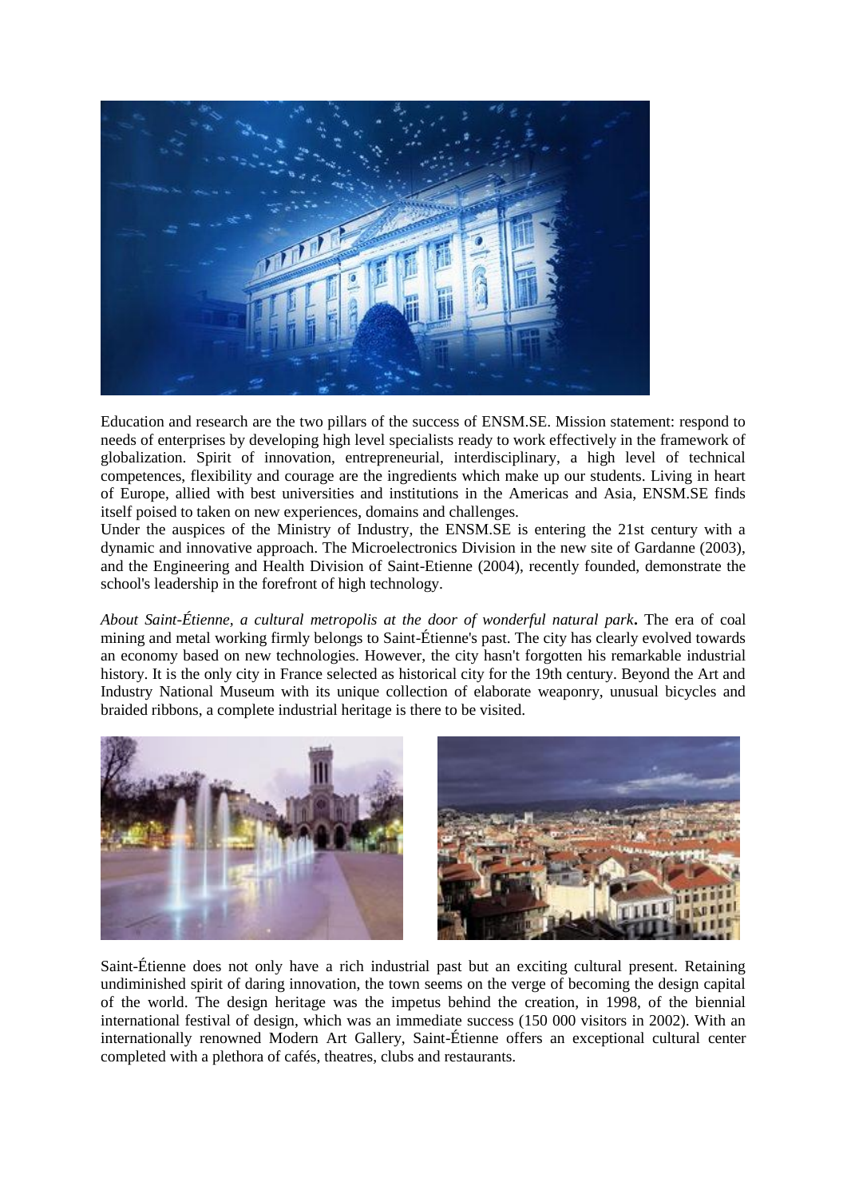Education and research are the two pillars of the success of ENSM.SE. Mission statement: respond to needs of enterprises by developing high level specialists ready to work effectively in the framework of globalization. Spirit of innovation, entrepreneurial, interdisciplinary, a high level of technical competences, flexibility and courage are the ingredients which make up our students. Living in heart of Europe, allied with best universities and institutions in the Americas and Asia, ENSM.SE finds itself poised to taken on new experiences, domains and challenges.
Under the auspices of the Ministry of Industry, the ENSM.SE is entering the 21st century with a dynamic and innovative approach. The Microelectronics Division in the new site of Gardanne (2003), and the Engineering and Health Division of Saint-Etienne (2004), recently founded, demonstrate the school's leadership in the forefront of high technology.

*About Saint-Étienne, a cultural metropolis at the door of wonderful natural park***.** The era of coal mining and metal working firmly belongs to Saint-Étienne's past. The city has clearly evolved towards an economy based on new technologies. However, the city hasn't forgotten his remarkable industrial history. It is the only city in France selected as historical city for the 19th century. Beyond the Art and Industry National Museum with its unique collection of elaborate weaponry, unusual bicycles and braided ribbons, a complete industrial heritage is there to be visited.

Saint-Étienne does not only have a rich industrial past but an exciting cultural present. Retaining undiminished spirit of daring innovation, the town seems on the verge of becoming the design capital of the world. The design heritage was the impetus behind the creation, in 1998, of the biennial international festival of design, which was an immediate success (150 000 visitors in 2002). With an internationally renowned Modern Art Gallery, Saint-Étienne offers an exceptional cultural center completed with a plethora of cafés, theatres, clubs and restaurants.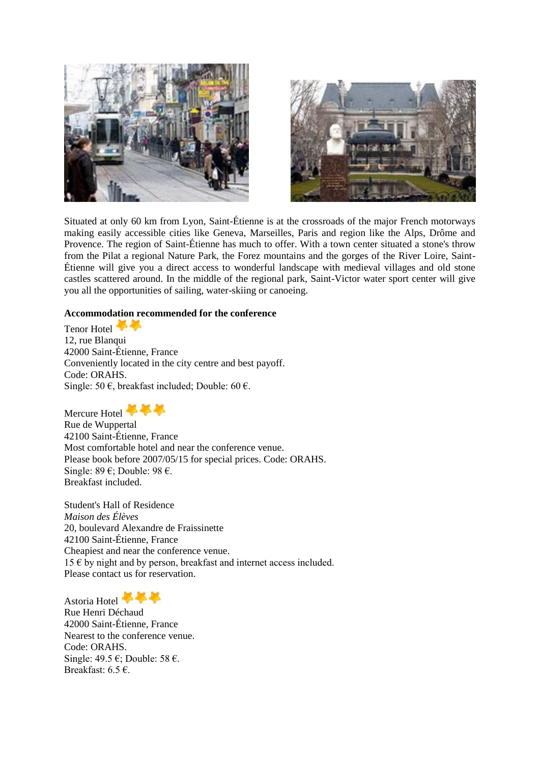Situated at only 60 km from Lyon, Saint-Étienne is at the crossroads of the major French motorways making easily accessible cities like Geneva, Marseilles, Paris and region like the Alps, Drôme and Provence. The region of Saint-Étienne has much to offer. With a town center situated a stone's throw from the Pilat a regional Nature Park, the Forez mountains and the gorges of the River Loire, Saint-Étienne will give you a direct access to wonderful landscape with medieval villages and old stone castles scattered around. In the middle of the regional park, Saint-Victor water sport center will give you all the opportunities of sailing, water-skiing or canoeing.

**Accommodation recommended for the conference**

Tenor Hotel
12, rue Blanqui
42000 Saint-Étienne, France
Conveniently located in the city centre and best payoff.
Code: ORAHS.
Single: 50 €, breakfast included; Double: 60 €.

Mercure Hotel
Rue de Wuppertal
42100 Saint-Étienne, France
Most comfortable hotel and near the conference venue.
Please book before 2007/05/15 for special prices. Code: ORAHS.
Single: 89 €; Double: 98 €.
Breakfast included.

Student's Hall of Residence
*Maison des Élèves*
20, boulevard Alexandre de Fraissinette
42100 Saint-Étienne, France
Cheapiest and near the conference venue.
15 € by night and by person, breakfast and internet access included.
Please contact us for reservation.

Astoria Hotel
Rue Henri Déchaud
42000 Saint-Étienne, France
Nearest to the conference venue.
Code: ORAHS.
Single: 49.5 €; Double: 58 €.
Breakfast: 6.5 €.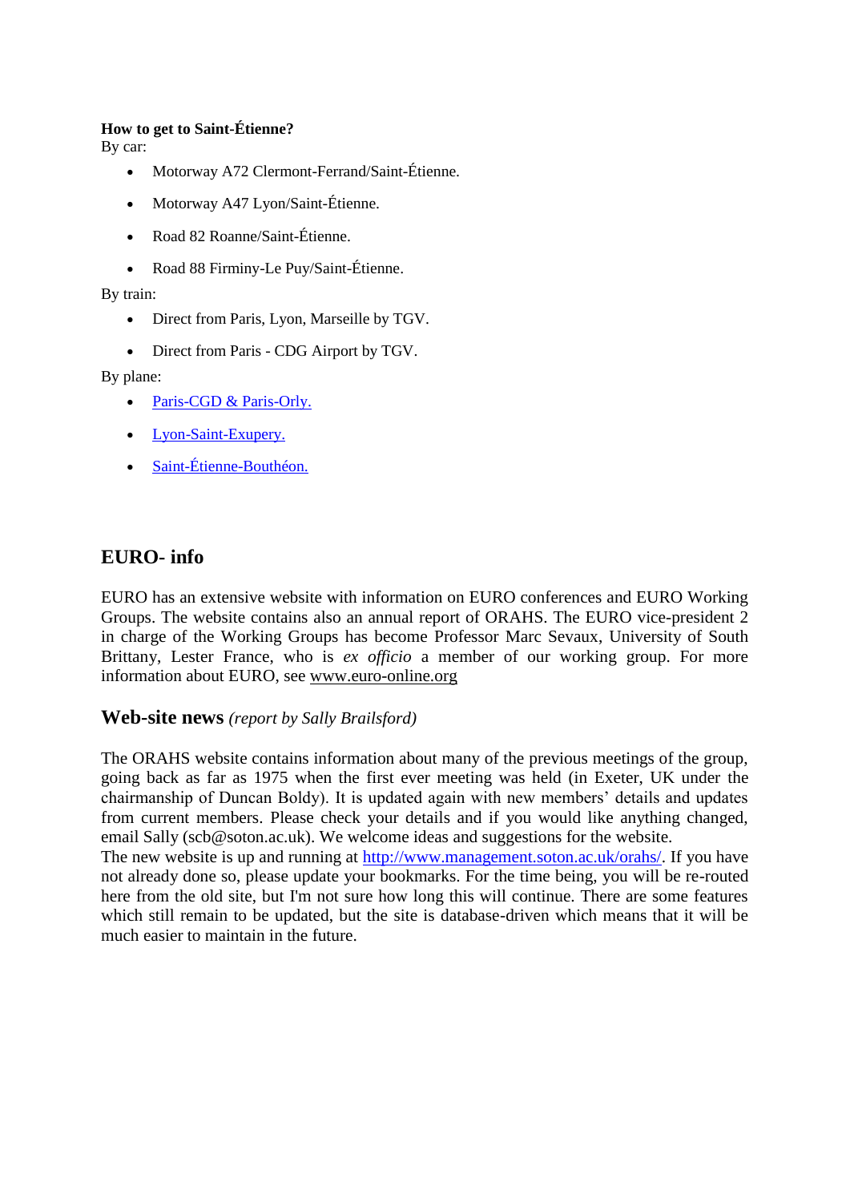**How to get to Saint-Étienne?**
By car:

- Motorway A72 Clermont-Ferrand/Saint-Étienne.
- Motorway A47 Lyon/Saint-Étienne.
- Road 82 Roanne/Saint-Étienne.
- Road 88 Firminy-Le Puy/Saint-Étienne.

By train:

- Direct from Paris, Lyon, Marseille by TGV.
- Direct from Paris - CDG Airport by TGV.

By plane:

- Paris-CGD & Paris-Orly.
- Lyon-Saint-Exupery.
- Saint-Étienne-Bouthéon.

## EURO- info

EURO has an extensive website with information on EURO conferences and EURO Working Groups. The website contains also an annual report of ORAHS. The EURO vice-president 2 in charge of the Working Groups has become Professor Marc Sevaux, University of South Brittany, Lester France, who is *ex officio* a member of our working group. For more information about EURO, see www.euro-online.org

## Web-site news *(report by Sally Brailsford)*

The ORAHS website contains information about many of the previous meetings of the group, going back as far as 1975 when the first ever meeting was held (in Exeter, UK under the chairmanship of Duncan Boldy). It is updated again with new members' details and updates from current members. Please check your details and if you would like anything changed, email Sally (scb@soton.ac.uk). We welcome ideas and suggestions for the website.
The new website is up and running at http://www.management.soton.ac.uk/orahs/. If you have not already done so, please update your bookmarks. For the time being, you will be re-routed here from the old site, but I'm not sure how long this will continue. There are some features which still remain to be updated, but the site is database-driven which means that it will be much easier to maintain in the future.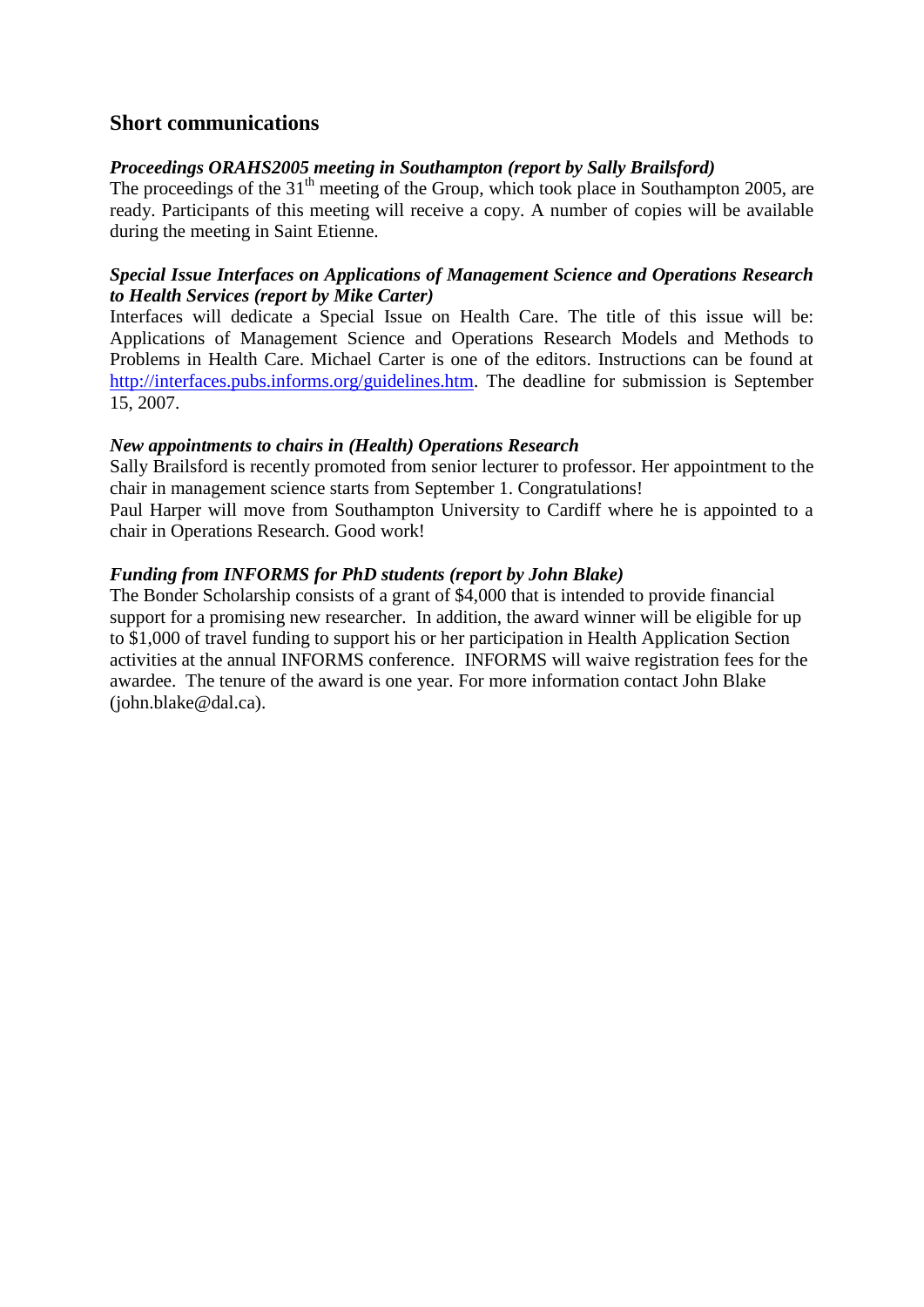## Short communications

***Proceedings ORAHS2005 meeting in Southampton (report by Sally Brailsford)***

The proceedings of the 31$^{th}$ meeting of the Group, which took place in Southampton 2005, are ready. Participants of this meeting will receive a copy. A number of copies will be available during the meeting in Saint Etienne.

***Special Issue Interfaces on Applications of Management Science and Operations Research to Health Services (report by Mike Carter)***

Interfaces will dedicate a Special Issue on Health Care. The title of this issue will be: Applications of Management Science and Operations Research Models and Methods to Problems in Health Care. Michael Carter is one of the editors. Instructions can be found at http://interfaces.pubs.informs.org/guidelines.htm. The deadline for submission is September 15, 2007.

***New appointments to chairs in (Health) Operations Research***

Sally Brailsford is recently promoted from senior lecturer to professor. Her appointment to the chair in management science starts from September 1. Congratulations!

Paul Harper will move from Southampton University to Cardiff where he is appointed to a chair in Operations Research. Good work!

***Funding from INFORMS for PhD students (report by John Blake)***

The Bonder Scholarship consists of a grant of $4,000 that is intended to provide financial support for a promising new researcher. In addition, the award winner will be eligible for up to $1,000 of travel funding to support his or her participation in Health Application Section activities at the annual INFORMS conference. INFORMS will waive registration fees for the awardee. The tenure of the award is one year. For more information contact John Blake (john.blake@dal.ca).